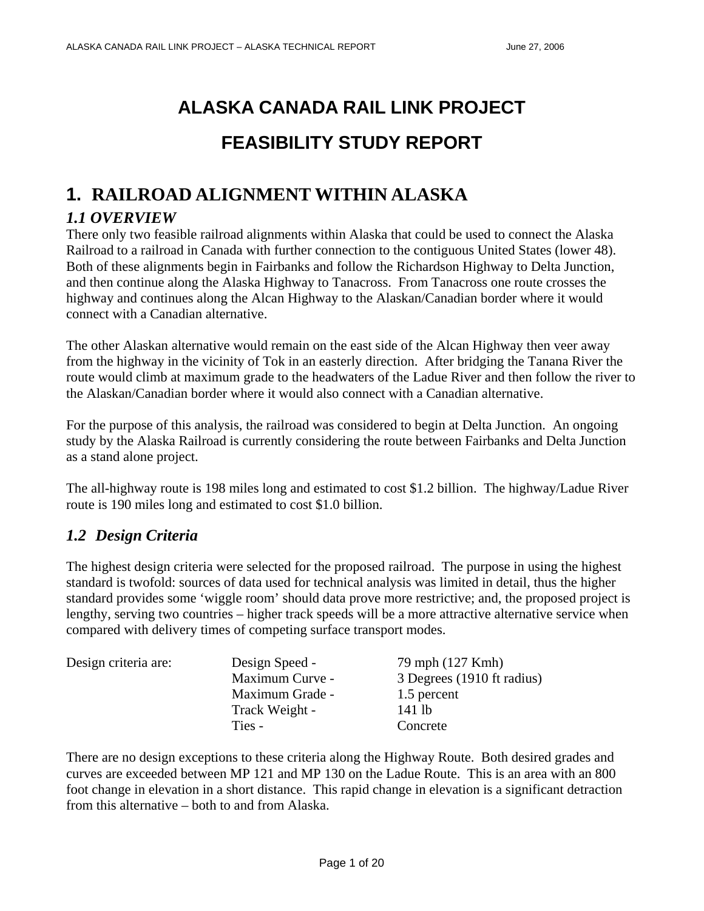# ALASKA CANADA RAIL LINK PROJECT

# FEASIBILITY STUDY REPORT

## 1. RAILROAD ALIGNMENT WITHIN ALASKA

### *1.1 OVERVIEW*

There only two feasible railroad alignments within Alaska that could be used to connect the Alaska Railroad to a railroad in Canada with further connection to the contiguous United States (lower 48). Both of these alignments begin in Fairbanks and follow the Richardson Highway to Delta Junction, and then continue along the Alaska Highway to Tanacross. From Tanacross one route crosses the highway and continues along the Alcan Highway to the Alaskan/Canadian border where it would connect with a Canadian alternative.

The other Alaskan alternative would remain on the east side of the Alcan Highway then veer away from the highway in the vicinity of Tok in an easterly direction. After bridging the Tanana River the route would climb at maximum grade to the headwaters of the Ladue River and then follow the river to the Alaskan/Canadian border where it would also connect with a Canadian alternative.

For the purpose of this analysis, the railroad was considered to begin at Delta Junction. An ongoing study by the Alaska Railroad is currently considering the route between Fairbanks and Delta Junction as a stand alone project.

The all-highway route is 198 miles long and estimated to cost $1.2 billion. The highway/Ladue River route is 190 miles long and estimated to cost $1.0 billion.

### *1.2 Design Criteria*

The highest design criteria were selected for the proposed railroad. The purpose in using the highest standard is twofold: sources of data used for technical analysis was limited in detail, thus the higher standard provides some 'wiggle room' should data prove more restrictive; and, the proposed project is lengthy, serving two countries – higher track speeds will be a more attractive alternative service when compared with delivery times of competing surface transport modes.

| Design criteria are: | | |
|---|---|---|
| | Design Speed - | 79 mph (127 Kmh) |
| | Maximum Curve - | 3 Degrees (1910 ft radius) |
| | Maximum Grade - | 1.5 percent |
| | Track Weight - | 141 lb |
| | Ties - | Concrete |

There are no design exceptions to these criteria along the Highway Route. Both desired grades and curves are exceeded between MP 121 and MP 130 on the Ladue Route. This is an area with an 800 foot change in elevation in a short distance. This rapid change in elevation is a significant detraction from this alternative – both to and from Alaska.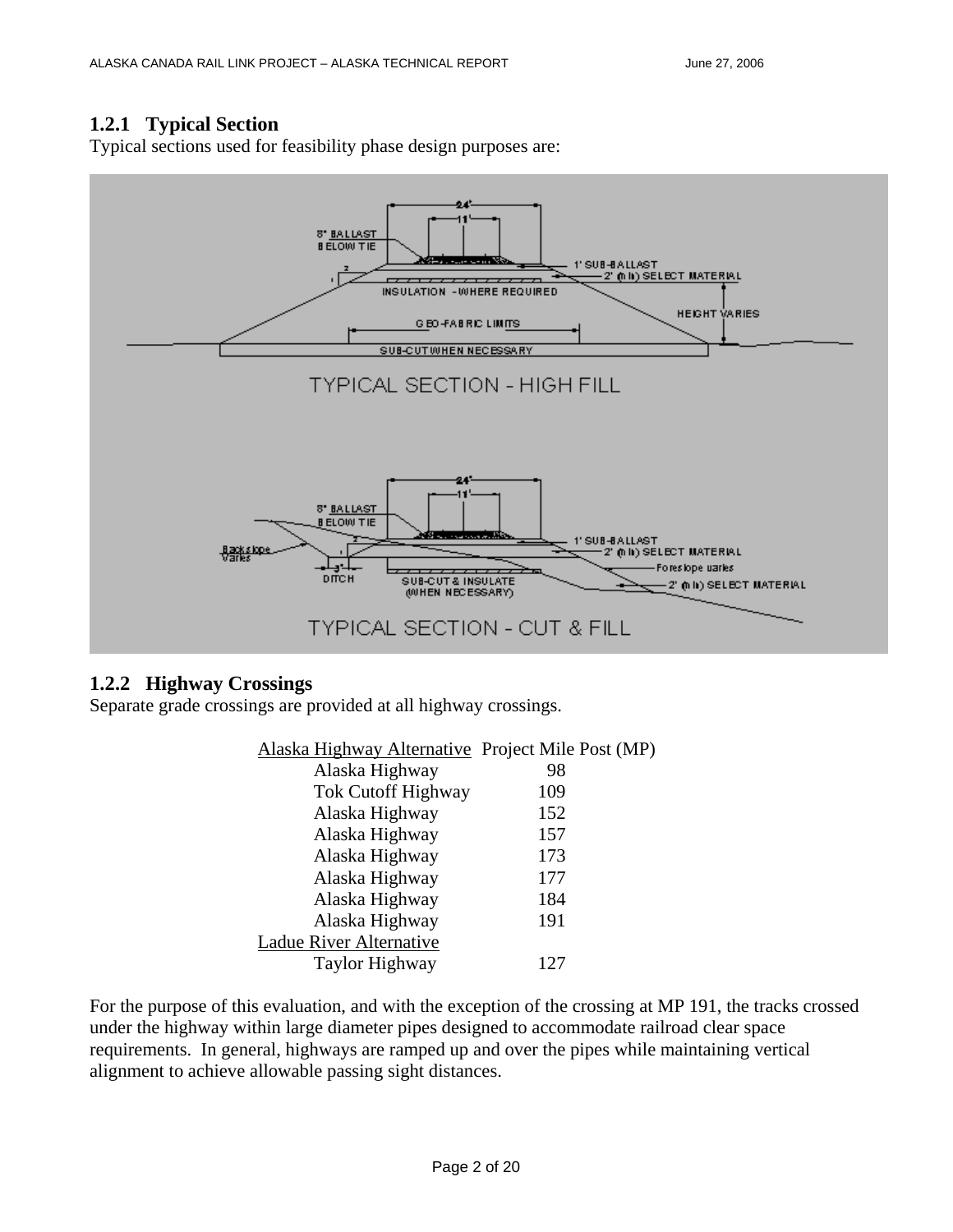### 1.2.1 Typical Section

Typical sections used for feasibility phase design purposes are:

TYPICAL SECTION - HIGH FILL

TYPICAL SECTION - CUT & FILL

### 1.2.2 Highway Crossings

Separate grade crossings are provided at all highway crossings.

| Alaska Highway Alternative | Project Mile Post (MP) |
|---|---|
| Alaska Highway | 98 |
| Tok Cutoff Highway | 109 |
| Alaska Highway | 152 |
| Alaska Highway | 157 |
| Alaska Highway | 173 |
| Alaska Highway | 177 |
| Alaska Highway | 184 |
| Alaska Highway | 191 |
| Ladue River Alternative | |
| Taylor Highway | 127 |

For the purpose of this evaluation, and with the exception of the crossing at MP 191, the tracks crossed under the highway within large diameter pipes designed to accommodate railroad clear space requirements. In general, highways are ramped up and over the pipes while maintaining vertical alignment to achieve allowable passing sight distances.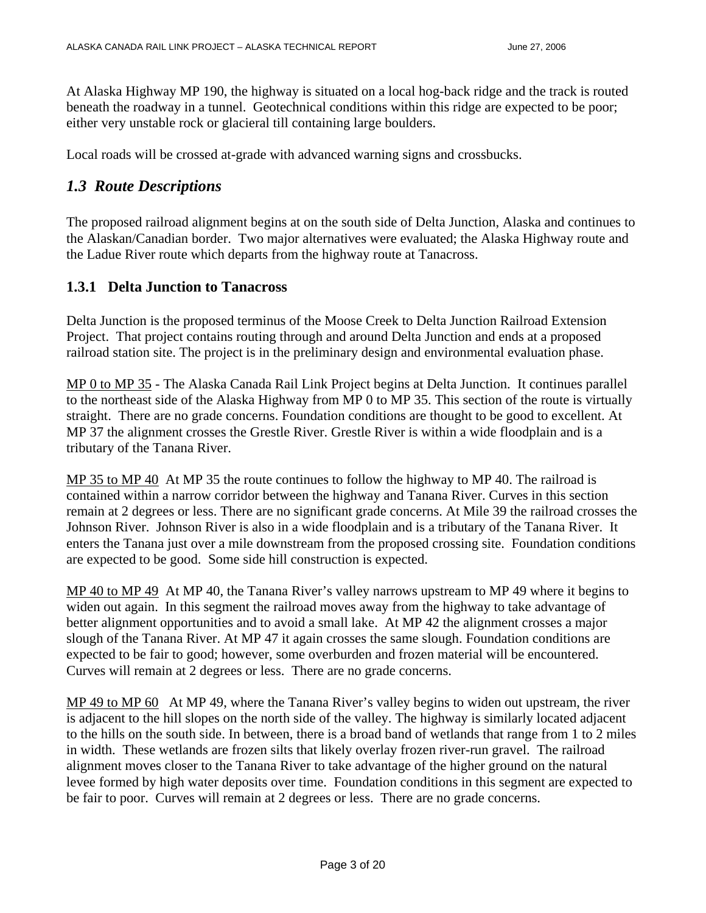At Alaska Highway MP 190, the highway is situated on a local hog-back ridge and the track is routed beneath the roadway in a tunnel. Geotechnical conditions within this ridge are expected to be poor; either very unstable rock or glacieral till containing large boulders.

Local roads will be crossed at-grade with advanced warning signs and crossbucks.

## *1.3 Route Descriptions*

The proposed railroad alignment begins at on the south side of Delta Junction, Alaska and continues to the Alaskan/Canadian border. Two major alternatives were evaluated; the Alaska Highway route and the Ladue River route which departs from the highway route at Tanacross.

### 1.3.1 Delta Junction to Tanacross

Delta Junction is the proposed terminus of the Moose Creek to Delta Junction Railroad Extension Project. That project contains routing through and around Delta Junction and ends at a proposed railroad station site. The project is in the preliminary design and environmental evaluation phase.

<u>MP 0 to MP 35</u> - The Alaska Canada Rail Link Project begins at Delta Junction. It continues parallel to the northeast side of the Alaska Highway from MP 0 to MP 35. This section of the route is virtually straight. There are no grade concerns. Foundation conditions are thought to be good to excellent. At MP 37 the alignment crosses the Grestle River. Grestle River is within a wide floodplain and is a tributary of the Tanana River.

<u>MP 35 to MP 40</u> At MP 35 the route continues to follow the highway to MP 40. The railroad is contained within a narrow corridor between the highway and Tanana River. Curves in this section remain at 2 degrees or less. There are no significant grade concerns. At Mile 39 the railroad crosses the Johnson River. Johnson River is also in a wide floodplain and is a tributary of the Tanana River. It enters the Tanana just over a mile downstream from the proposed crossing site. Foundation conditions are expected to be good. Some side hill construction is expected.

<u>MP 40 to MP 49</u> At MP 40, the Tanana River's valley narrows upstream to MP 49 where it begins to widen out again. In this segment the railroad moves away from the highway to take advantage of better alignment opportunities and to avoid a small lake. At MP 42 the alignment crosses a major slough of the Tanana River. At MP 47 it again crosses the same slough. Foundation conditions are expected to be fair to good; however, some overburden and frozen material will be encountered. Curves will remain at 2 degrees or less. There are no grade concerns.

<u>MP 49 to MP 60</u> At MP 49, where the Tanana River's valley begins to widen out upstream, the river is adjacent to the hill slopes on the north side of the valley. The highway is similarly located adjacent to the hills on the south side. In between, there is a broad band of wetlands that range from 1 to 2 miles in width. These wetlands are frozen silts that likely overlay frozen river-run gravel. The railroad alignment moves closer to the Tanana River to take advantage of the higher ground on the natural levee formed by high water deposits over time. Foundation conditions in this segment are expected to be fair to poor. Curves will remain at 2 degrees or less. There are no grade concerns.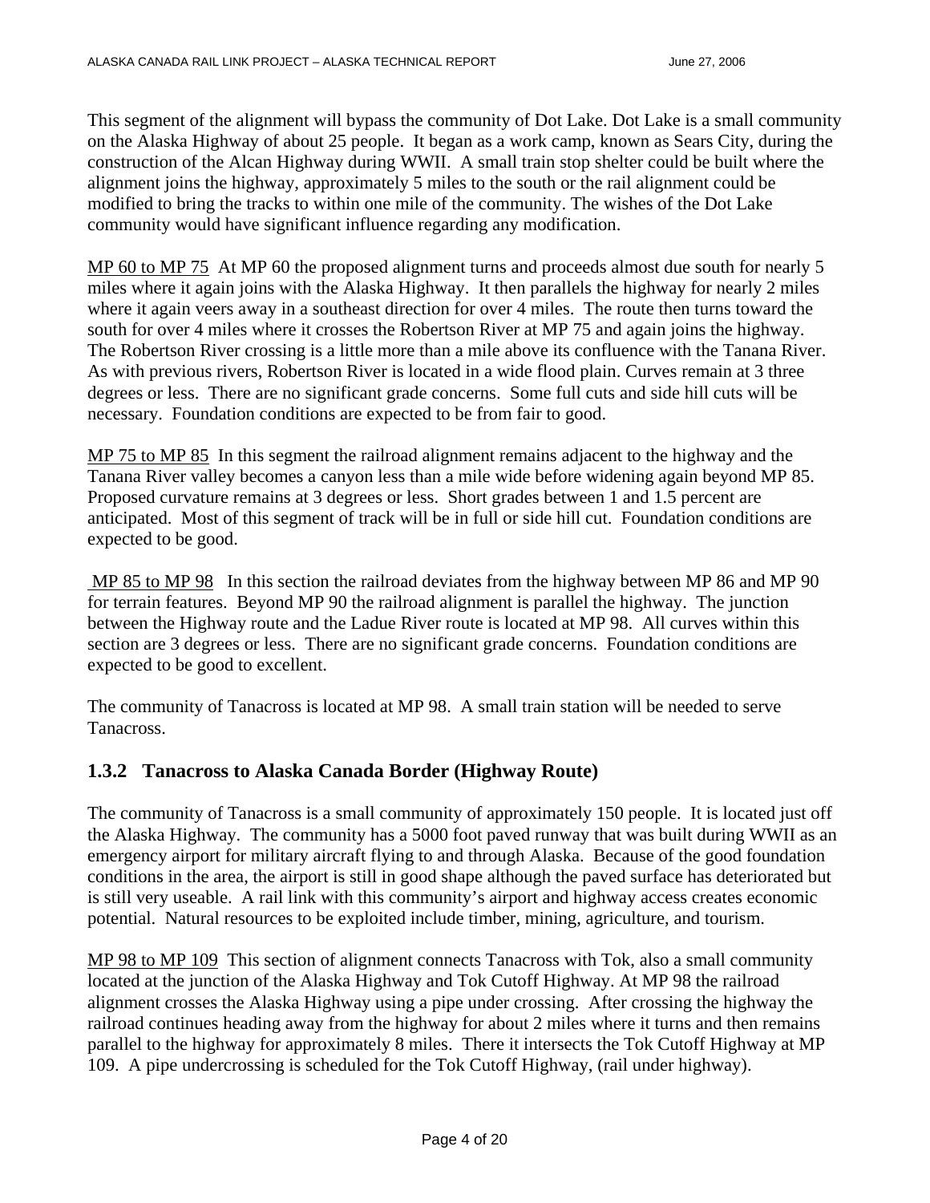This segment of the alignment will bypass the community of Dot Lake. Dot Lake is a small community on the Alaska Highway of about 25 people. It began as a work camp, known as Sears City, during the construction of the Alcan Highway during WWII. A small train stop shelter could be built where the alignment joins the highway, approximately 5 miles to the south or the rail alignment could be modified to bring the tracks to within one mile of the community. The wishes of the Dot Lake community would have significant influence regarding any modification.

<u>MP 60 to MP 75</u> At MP 60 the proposed alignment turns and proceeds almost due south for nearly 5 miles where it again joins with the Alaska Highway. It then parallels the highway for nearly 2 miles where it again veers away in a southeast direction for over 4 miles. The route then turns toward the south for over 4 miles where it crosses the Robertson River at MP 75 and again joins the highway. The Robertson River crossing is a little more than a mile above its confluence with the Tanana River. As with previous rivers, Robertson River is located in a wide flood plain. Curves remain at 3 three degrees or less. There are no significant grade concerns. Some full cuts and side hill cuts will be necessary. Foundation conditions are expected to be from fair to good.

<u>MP 75 to MP 85</u> In this segment the railroad alignment remains adjacent to the highway and the Tanana River valley becomes a canyon less than a mile wide before widening again beyond MP 85. Proposed curvature remains at 3 degrees or less. Short grades between 1 and 1.5 percent are anticipated. Most of this segment of track will be in full or side hill cut. Foundation conditions are expected to be good.

<u>MP 85 to MP 98</u> In this section the railroad deviates from the highway between MP 86 and MP 90 for terrain features. Beyond MP 90 the railroad alignment is parallel the highway. The junction between the Highway route and the Ladue River route is located at MP 98. All curves within this section are 3 degrees or less. There are no significant grade concerns. Foundation conditions are expected to be good to excellent.

The community of Tanacross is located at MP 98. A small train station will be needed to serve Tanacross.

### 1.3.2 Tanacross to Alaska Canada Border (Highway Route)

The community of Tanacross is a small community of approximately 150 people. It is located just off the Alaska Highway. The community has a 5000 foot paved runway that was built during WWII as an emergency airport for military aircraft flying to and through Alaska. Because of the good foundation conditions in the area, the airport is still in good shape although the paved surface has deteriorated but is still very useable. A rail link with this community's airport and highway access creates economic potential. Natural resources to be exploited include timber, mining, agriculture, and tourism.

<u>MP 98 to MP 109</u> This section of alignment connects Tanacross with Tok, also a small community located at the junction of the Alaska Highway and Tok Cutoff Highway. At MP 98 the railroad alignment crosses the Alaska Highway using a pipe under crossing. After crossing the highway the railroad continues heading away from the highway for about 2 miles where it turns and then remains parallel to the highway for approximately 8 miles. There it intersects the Tok Cutoff Highway at MP 109. A pipe undercrossing is scheduled for the Tok Cutoff Highway, (rail under highway).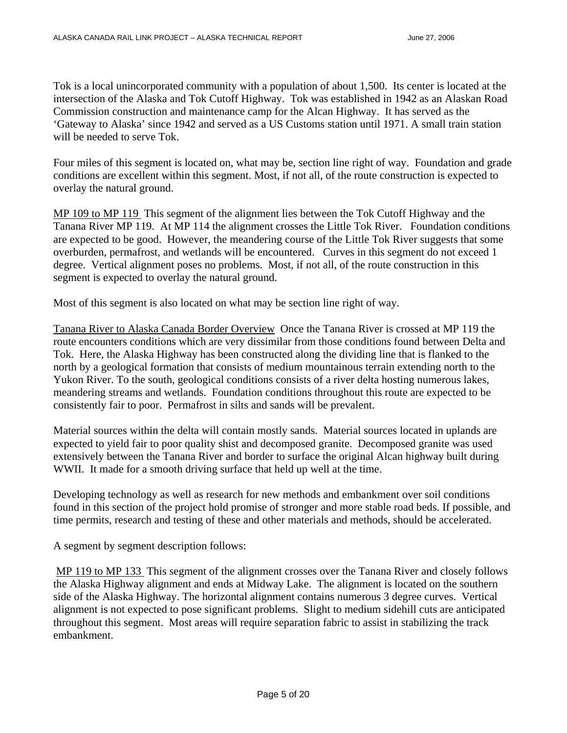Tok is a local unincorporated community with a population of about 1,500. Its center is located at the intersection of the Alaska and Tok Cutoff Highway. Tok was established in 1942 as an Alaskan Road Commission construction and maintenance camp for the Alcan Highway. It has served as the 'Gateway to Alaska' since 1942 and served as a US Customs station until 1971. A small train station will be needed to serve Tok.

Four miles of this segment is located on, what may be, section line right of way. Foundation and grade conditions are excellent within this segment. Most, if not all, of the route construction is expected to overlay the natural ground.

<u>MP 109 to MP 119</u> This segment of the alignment lies between the Tok Cutoff Highway and the Tanana River MP 119. At MP 114 the alignment crosses the Little Tok River. Foundation conditions are expected to be good. However, the meandering course of the Little Tok River suggests that some overburden, permafrost, and wetlands will be encountered. Curves in this segment do not exceed 1 degree. Vertical alignment poses no problems. Most, if not all, of the route construction in this segment is expected to overlay the natural ground.

Most of this segment is also located on what may be section line right of way.

<u>Tanana River to Alaska Canada Border Overview</u> Once the Tanana River is crossed at MP 119 the route encounters conditions which are very dissimilar from those conditions found between Delta and Tok. Here, the Alaska Highway has been constructed along the dividing line that is flanked to the north by a geological formation that consists of medium mountainous terrain extending north to the Yukon River. To the south, geological conditions consists of a river delta hosting numerous lakes, meandering streams and wetlands. Foundation conditions throughout this route are expected to be consistently fair to poor. Permafrost in silts and sands will be prevalent.

Material sources within the delta will contain mostly sands. Material sources located in uplands are expected to yield fair to poor quality shist and decomposed granite. Decomposed granite was used extensively between the Tanana River and border to surface the original Alcan highway built during WWII. It made for a smooth driving surface that held up well at the time.

Developing technology as well as research for new methods and embankment over soil conditions found in this section of the project hold promise of stronger and more stable road beds. If possible, and time permits, research and testing of these and other materials and methods, should be accelerated.

A segment by segment description follows:

<u>MP 119 to MP 133</u> This segment of the alignment crosses over the Tanana River and closely follows the Alaska Highway alignment and ends at Midway Lake. The alignment is located on the southern side of the Alaska Highway. The horizontal alignment contains numerous 3 degree curves. Vertical alignment is not expected to pose significant problems. Slight to medium sidehill cuts are anticipated throughout this segment. Most areas will require separation fabric to assist in stabilizing the track embankment.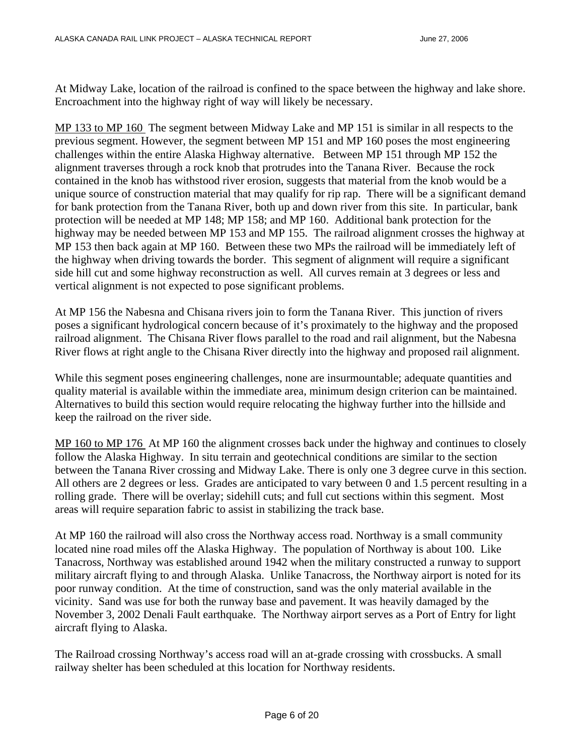At Midway Lake, location of the railroad is confined to the space between the highway and lake shore. Encroachment into the highway right of way will likely be necessary.

<u>MP 133 to MP 160</u> The segment between Midway Lake and MP 151 is similar in all respects to the previous segment. However, the segment between MP 151 and MP 160 poses the most engineering challenges within the entire Alaska Highway alternative. Between MP 151 through MP 152 the alignment traverses through a rock knob that protrudes into the Tanana River. Because the rock contained in the knob has withstood river erosion, suggests that material from the knob would be a unique source of construction material that may qualify for rip rap. There will be a significant demand for bank protection from the Tanana River, both up and down river from this site. In particular, bank protection will be needed at MP 148; MP 158; and MP 160. Additional bank protection for the highway may be needed between MP 153 and MP 155. The railroad alignment crosses the highway at MP 153 then back again at MP 160. Between these two MPs the railroad will be immediately left of the highway when driving towards the border. This segment of alignment will require a significant side hill cut and some highway reconstruction as well. All curves remain at 3 degrees or less and vertical alignment is not expected to pose significant problems.

At MP 156 the Nabesna and Chisana rivers join to form the Tanana River. This junction of rivers poses a significant hydrological concern because of it's proximately to the highway and the proposed railroad alignment. The Chisana River flows parallel to the road and rail alignment, but the Nabesna River flows at right angle to the Chisana River directly into the highway and proposed rail alignment.

While this segment poses engineering challenges, none are insurmountable; adequate quantities and quality material is available within the immediate area, minimum design criterion can be maintained. Alternatives to build this section would require relocating the highway further into the hillside and keep the railroad on the river side.

<u>MP 160 to MP 176</u> At MP 160 the alignment crosses back under the highway and continues to closely follow the Alaska Highway. In situ terrain and geotechnical conditions are similar to the section between the Tanana River crossing and Midway Lake. There is only one 3 degree curve in this section. All others are 2 degrees or less. Grades are anticipated to vary between 0 and 1.5 percent resulting in a rolling grade. There will be overlay; sidehill cuts; and full cut sections within this segment. Most areas will require separation fabric to assist in stabilizing the track base.

At MP 160 the railroad will also cross the Northway access road. Northway is a small community located nine road miles off the Alaska Highway. The population of Northway is about 100. Like Tanacross, Northway was established around 1942 when the military constructed a runway to support military aircraft flying to and through Alaska. Unlike Tanacross, the Northway airport is noted for its poor runway condition. At the time of construction, sand was the only material available in the vicinity. Sand was use for both the runway base and pavement. It was heavily damaged by the November 3, 2002 Denali Fault earthquake. The Northway airport serves as a Port of Entry for light aircraft flying to Alaska.

The Railroad crossing Northway's access road will an at-grade crossing with crossbucks. A small railway shelter has been scheduled at this location for Northway residents.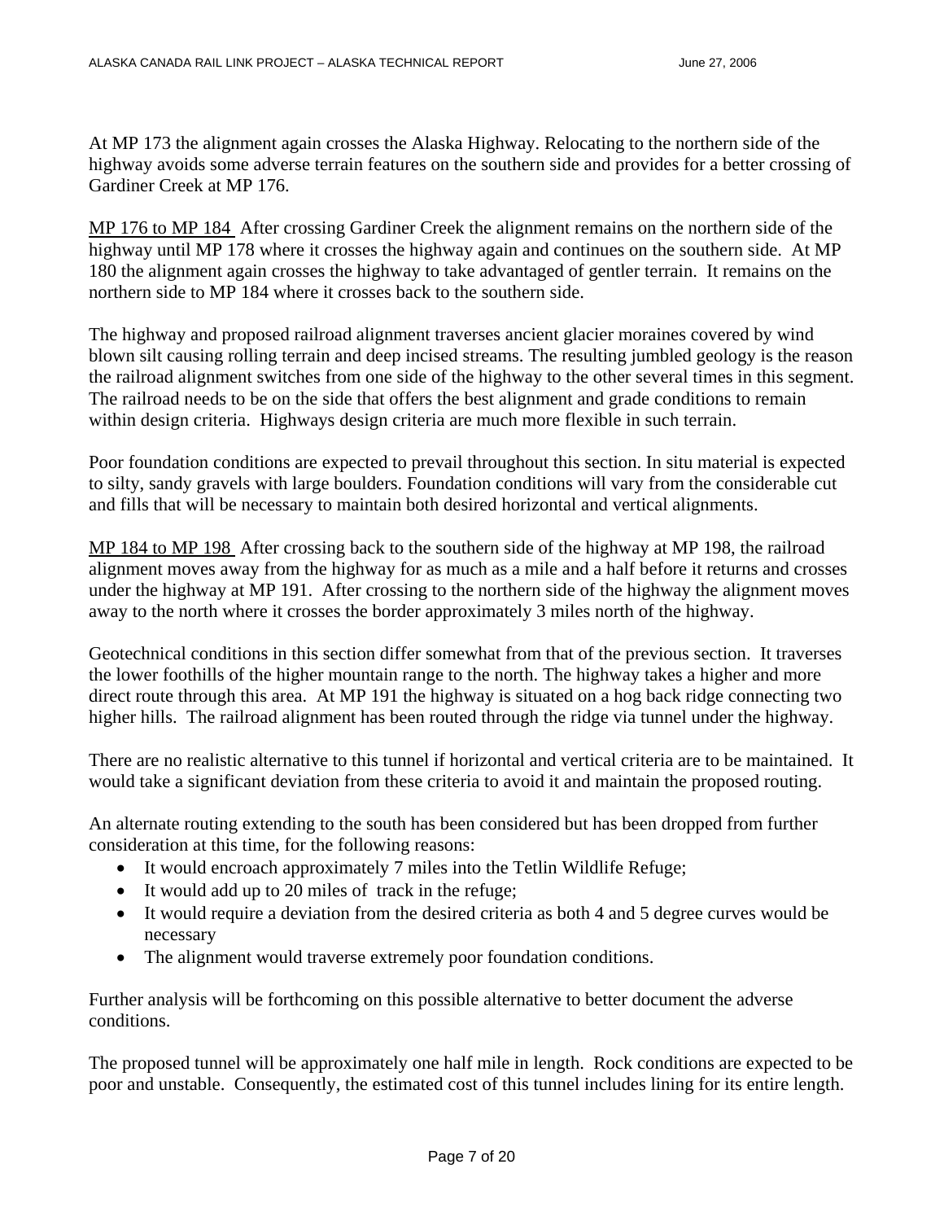At MP 173 the alignment again crosses the Alaska Highway. Relocating to the northern side of the highway avoids some adverse terrain features on the southern side and provides for a better crossing of Gardiner Creek at MP 176.

MP 176 to MP 184 After crossing Gardiner Creek the alignment remains on the northern side of the highway until MP 178 where it crosses the highway again and continues on the southern side. At MP 180 the alignment again crosses the highway to take advantaged of gentler terrain. It remains on the northern side to MP 184 where it crosses back to the southern side.

The highway and proposed railroad alignment traverses ancient glacier moraines covered by wind blown silt causing rolling terrain and deep incised streams. The resulting jumbled geology is the reason the railroad alignment switches from one side of the highway to the other several times in this segment. The railroad needs to be on the side that offers the best alignment and grade conditions to remain within design criteria. Highways design criteria are much more flexible in such terrain.

Poor foundation conditions are expected to prevail throughout this section. In situ material is expected to silty, sandy gravels with large boulders. Foundation conditions will vary from the considerable cut and fills that will be necessary to maintain both desired horizontal and vertical alignments.

MP 184 to MP 198 After crossing back to the southern side of the highway at MP 198, the railroad alignment moves away from the highway for as much as a mile and a half before it returns and crosses under the highway at MP 191. After crossing to the northern side of the highway the alignment moves away to the north where it crosses the border approximately 3 miles north of the highway.

Geotechnical conditions in this section differ somewhat from that of the previous section. It traverses the lower foothills of the higher mountain range to the north. The highway takes a higher and more direct route through this area. At MP 191 the highway is situated on a hog back ridge connecting two higher hills. The railroad alignment has been routed through the ridge via tunnel under the highway.

There are no realistic alternative to this tunnel if horizontal and vertical criteria are to be maintained. It would take a significant deviation from these criteria to avoid it and maintain the proposed routing.

An alternate routing extending to the south has been considered but has been dropped from further consideration at this time, for the following reasons:

- It would encroach approximately 7 miles into the Tetlin Wildlife Refuge;
- It would add up to 20 miles of track in the refuge;
- It would require a deviation from the desired criteria as both 4 and 5 degree curves would be necessary
- The alignment would traverse extremely poor foundation conditions.

Further analysis will be forthcoming on this possible alternative to better document the adverse conditions.

The proposed tunnel will be approximately one half mile in length. Rock conditions are expected to be poor and unstable. Consequently, the estimated cost of this tunnel includes lining for its entire length.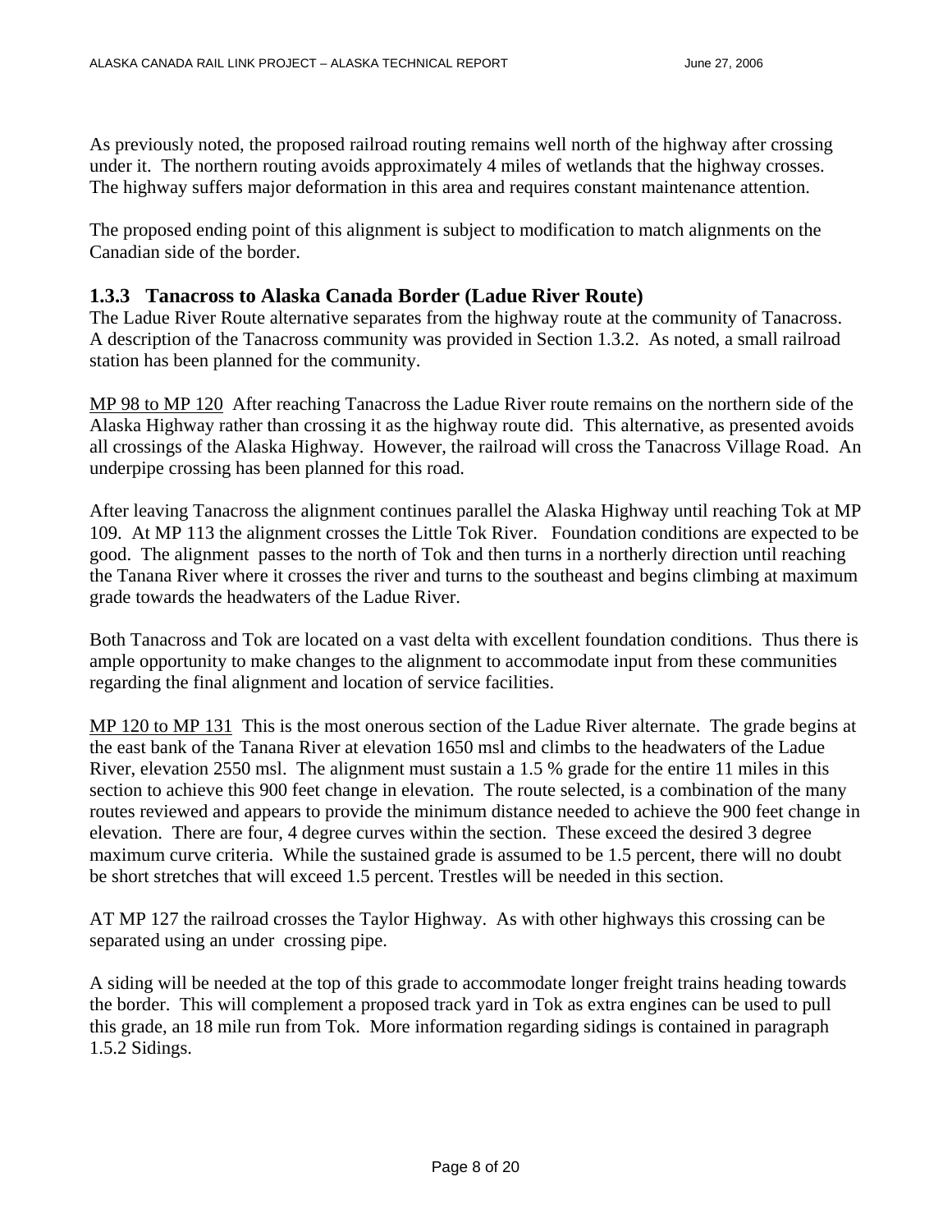As previously noted, the proposed railroad routing remains well north of the highway after crossing under it. The northern routing avoids approximately 4 miles of wetlands that the highway crosses. The highway suffers major deformation in this area and requires constant maintenance attention.

The proposed ending point of this alignment is subject to modification to match alignments on the Canadian side of the border.

### 1.3.3 Tanacross to Alaska Canada Border (Ladue River Route)

The Ladue River Route alternative separates from the highway route at the community of Tanacross. A description of the Tanacross community was provided in Section 1.3.2. As noted, a small railroad station has been planned for the community.

MP 98 to MP 120 After reaching Tanacross the Ladue River route remains on the northern side of the Alaska Highway rather than crossing it as the highway route did. This alternative, as presented avoids all crossings of the Alaska Highway. However, the railroad will cross the Tanacross Village Road. An underpipe crossing has been planned for this road.

After leaving Tanacross the alignment continues parallel the Alaska Highway until reaching Tok at MP 109. At MP 113 the alignment crosses the Little Tok River. Foundation conditions are expected to be good. The alignment passes to the north of Tok and then turns in a northerly direction until reaching the Tanana River where it crosses the river and turns to the southeast and begins climbing at maximum grade towards the headwaters of the Ladue River.

Both Tanacross and Tok are located on a vast delta with excellent foundation conditions. Thus there is ample opportunity to make changes to the alignment to accommodate input from these communities regarding the final alignment and location of service facilities.

MP 120 to MP 131 This is the most onerous section of the Ladue River alternate. The grade begins at the east bank of the Tanana River at elevation 1650 msl and climbs to the headwaters of the Ladue River, elevation 2550 msl. The alignment must sustain a 1.5 % grade for the entire 11 miles in this section to achieve this 900 feet change in elevation. The route selected, is a combination of the many routes reviewed and appears to provide the minimum distance needed to achieve the 900 feet change in elevation. There are four, 4 degree curves within the section. These exceed the desired 3 degree maximum curve criteria. While the sustained grade is assumed to be 1.5 percent, there will no doubt be short stretches that will exceed 1.5 percent. Trestles will be needed in this section.

AT MP 127 the railroad crosses the Taylor Highway. As with other highways this crossing can be separated using an under crossing pipe.

A siding will be needed at the top of this grade to accommodate longer freight trains heading towards the border. This will complement a proposed track yard in Tok as extra engines can be used to pull this grade, an 18 mile run from Tok. More information regarding sidings is contained in paragraph 1.5.2 Sidings.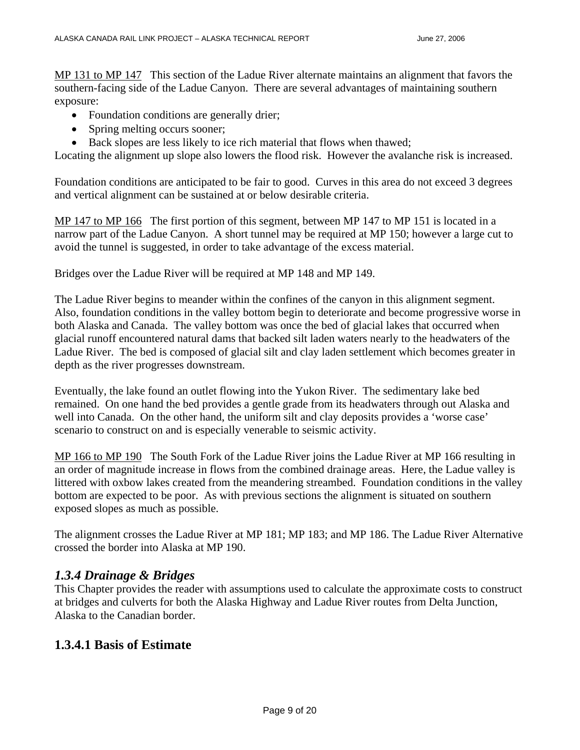MP 131 to MP 147   This section of the Ladue River alternate maintains an alignment that favors the southern-facing side of the Ladue Canyon.  There are several advantages of maintaining southern exposure:

- Foundation conditions are generally drier;
- Spring melting occurs sooner;
- Back slopes are less likely to ice rich material that flows when thawed;

Locating the alignment up slope also lowers the flood risk.  However the avalanche risk is increased.

Foundation conditions are anticipated to be fair to good.  Curves in this area do not exceed 3 degrees and vertical alignment can be sustained at or below desirable criteria.

MP 147 to MP 166   The first portion of this segment, between MP 147 to MP 151 is located in a narrow part of the Ladue Canyon.  A short tunnel may be required at MP 150; however a large cut to avoid the tunnel is suggested, in order to take advantage of the excess material.

Bridges over the Ladue River will be required at MP 148 and MP 149.

The Ladue River begins to meander within the confines of the canyon in this alignment segment.  Also, foundation conditions in the valley bottom begin to deteriorate and become progressive worse in both Alaska and Canada.  The valley bottom was once the bed of glacial lakes that occurred when glacial runoff encountered natural dams that backed silt laden waters nearly to the headwaters of the Ladue River.  The bed is composed of glacial silt and clay laden settlement which becomes greater in depth as the river progresses downstream.

Eventually, the lake found an outlet flowing into the Yukon River.  The sedimentary lake bed remained.  On one hand the bed provides a gentle grade from its headwaters through out Alaska and well into Canada.  On the other hand, the uniform silt and clay deposits provides a 'worse case' scenario to construct on and is especially venerable to seismic activity.

MP 166 to MP 190   The South Fork of the Ladue River joins the Ladue River at MP 166 resulting in an order of magnitude increase in flows from the combined drainage areas.  Here, the Ladue valley is littered with oxbow lakes created from the meandering streambed.  Foundation conditions in the valley bottom are expected to be poor.  As with previous sections the alignment is situated on southern exposed slopes as much as possible.

The alignment crosses the Ladue River at MP 181; MP 183; and MP 186. The Ladue River Alternative crossed the border into Alaska at MP 190.

### *1.3.4 Drainage & Bridges*

This Chapter provides the reader with assumptions used to calculate the approximate costs to construct at bridges and culverts for both the Alaska Highway and Ladue River routes from Delta Junction, Alaska to the Canadian border.

## 1.3.4.1 Basis of Estimate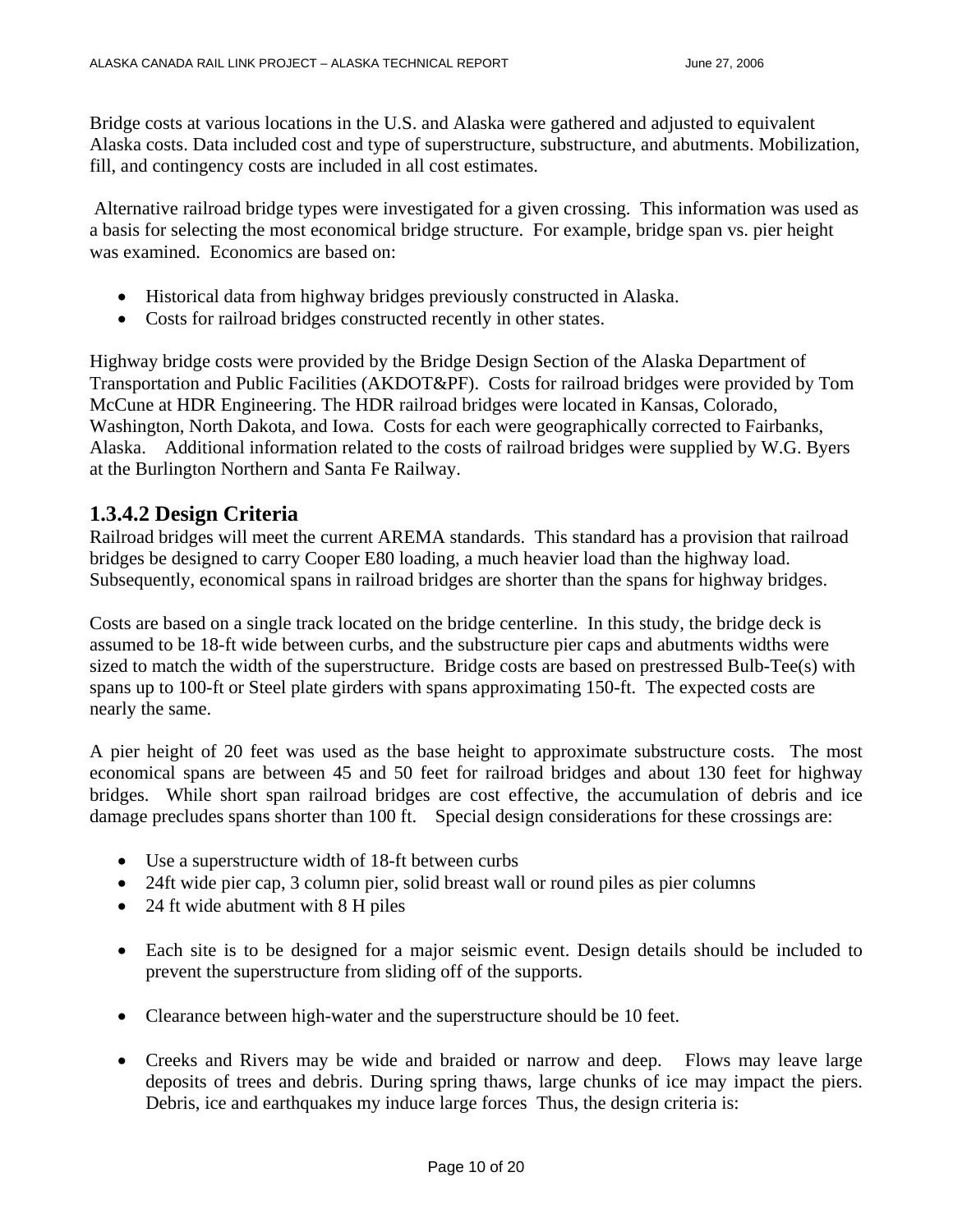Bridge costs at various locations in the U.S. and Alaska were gathered and adjusted to equivalent Alaska costs. Data included cost and type of superstructure, substructure, and abutments. Mobilization, fill, and contingency costs are included in all cost estimates.

Alternative railroad bridge types were investigated for a given crossing. This information was used as a basis for selecting the most economical bridge structure. For example, bridge span vs. pier height was examined. Economics are based on:

- Historical data from highway bridges previously constructed in Alaska.
- Costs for railroad bridges constructed recently in other states.

Highway bridge costs were provided by the Bridge Design Section of the Alaska Department of Transportation and Public Facilities (AKDOT&PF). Costs for railroad bridges were provided by Tom McCune at HDR Engineering. The HDR railroad bridges were located in Kansas, Colorado, Washington, North Dakota, and Iowa. Costs for each were geographically corrected to Fairbanks, Alaska. Additional information related to the costs of railroad bridges were supplied by W.G. Byers at the Burlington Northern and Santa Fe Railway.

### 1.3.4.2 Design Criteria

Railroad bridges will meet the current AREMA standards. This standard has a provision that railroad bridges be designed to carry Cooper E80 loading, a much heavier load than the highway load. Subsequently, economical spans in railroad bridges are shorter than the spans for highway bridges.

Costs are based on a single track located on the bridge centerline. In this study, the bridge deck is assumed to be 18-ft wide between curbs, and the substructure pier caps and abutments widths were sized to match the width of the superstructure. Bridge costs are based on prestressed Bulb-Tee(s) with spans up to 100-ft or Steel plate girders with spans approximating 150-ft. The expected costs are nearly the same.

A pier height of 20 feet was used as the base height to approximate substructure costs. The most economical spans are between 45 and 50 feet for railroad bridges and about 130 feet for highway bridges. While short span railroad bridges are cost effective, the accumulation of debris and ice damage precludes spans shorter than 100 ft. Special design considerations for these crossings are:

- Use a superstructure width of 18-ft between curbs
- 24ft wide pier cap, 3 column pier, solid breast wall or round piles as pier columns
- 24 ft wide abutment with 8 H piles

- Each site is to be designed for a major seismic event. Design details should be included to prevent the superstructure from sliding off of the supports.

- Clearance between high-water and the superstructure should be 10 feet.

- Creeks and Rivers may be wide and braided or narrow and deep. Flows may leave large deposits of trees and debris. During spring thaws, large chunks of ice may impact the piers. Debris, ice and earthquakes my induce large forces Thus, the design criteria is: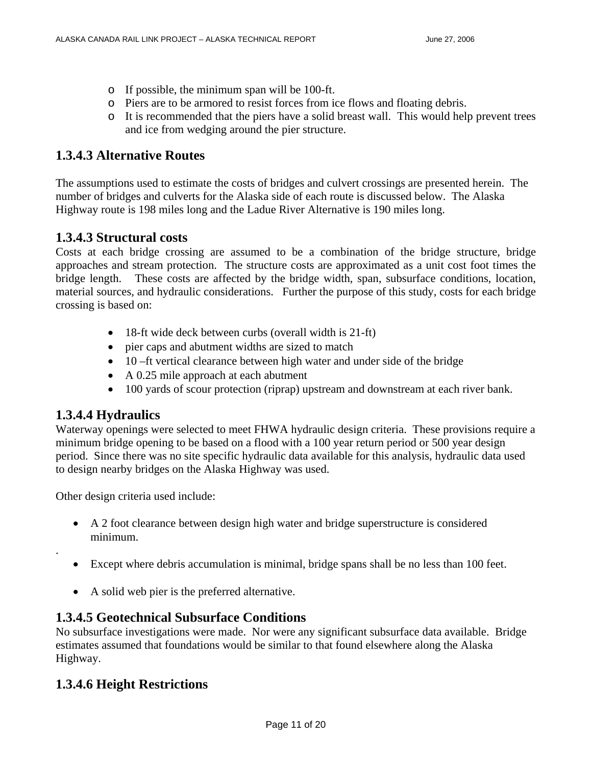- If possible, the minimum span will be 100-ft.
- Piers are to be armored to resist forces from ice flows and floating debris.
- It is recommended that the piers have a solid breast wall. This would help prevent trees and ice from wedging around the pier structure.

### 1.3.4.3 Alternative Routes

The assumptions used to estimate the costs of bridges and culvert crossings are presented herein. The number of bridges and culverts for the Alaska side of each route is discussed below. The Alaska Highway route is 198 miles long and the Ladue River Alternative is 190 miles long.

### 1.3.4.3 Structural costs

Costs at each bridge crossing are assumed to be a combination of the bridge structure, bridge approaches and stream protection. The structure costs are approximated as a unit cost foot times the bridge length. These costs are affected by the bridge width, span, subsurface conditions, location, material sources, and hydraulic considerations. Further the purpose of this study, costs for each bridge crossing is based on:

- 18-ft wide deck between curbs (overall width is 21-ft)
- pier caps and abutment widths are sized to match
- 10 –ft vertical clearance between high water and under side of the bridge
- A 0.25 mile approach at each abutment
- 100 yards of scour protection (riprap) upstream and downstream at each river bank.

### 1.3.4.4 Hydraulics

Waterway openings were selected to meet FHWA hydraulic design criteria. These provisions require a minimum bridge opening to be based on a flood with a 100 year return period or 500 year design period. Since there was no site specific hydraulic data available for this analysis, hydraulic data used to design nearby bridges on the Alaska Highway was used.

Other design criteria used include:

- A 2 foot clearance between design high water and bridge superstructure is considered minimum.

.

- Except where debris accumulation is minimal, bridge spans shall be no less than 100 feet.
- A solid web pier is the preferred alternative.

### 1.3.4.5 Geotechnical Subsurface Conditions

No subsurface investigations were made. Nor were any significant subsurface data available. Bridge estimates assumed that foundations would be similar to that found elsewhere along the Alaska Highway.

### 1.3.4.6 Height Restrictions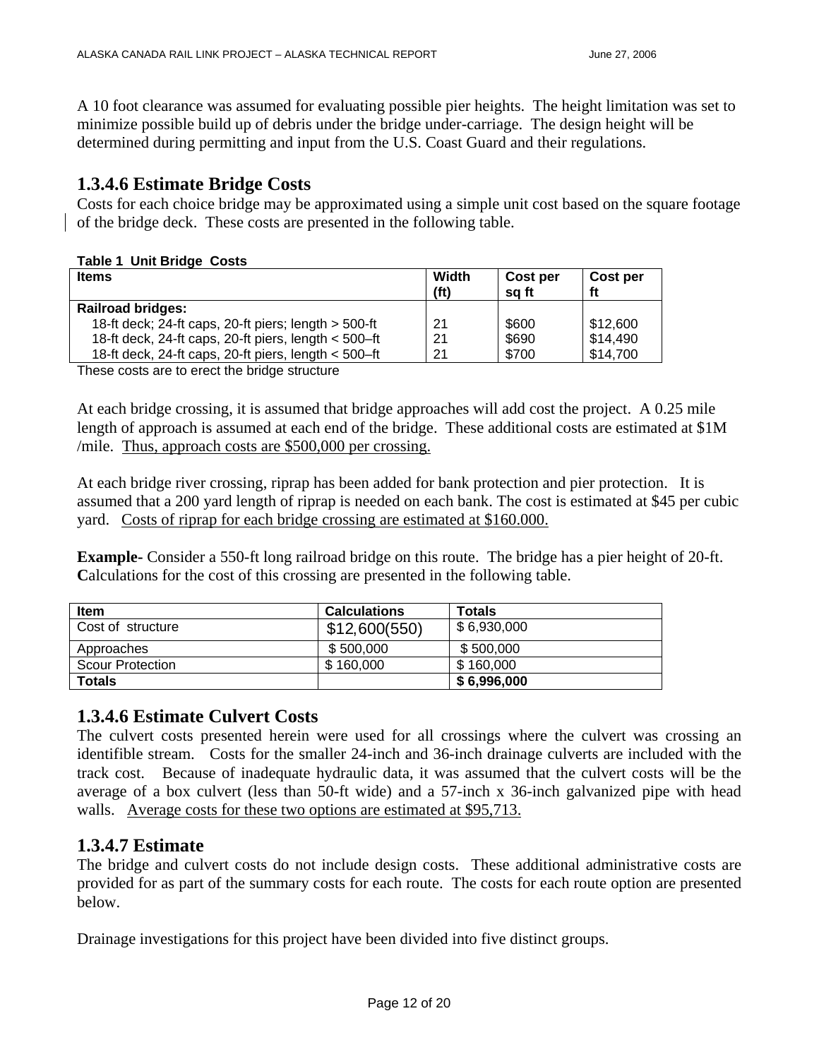A 10 foot clearance was assumed for evaluating possible pier heights. The height limitation was set to minimize possible build up of debris under the bridge under-carriage. The design height will be determined during permitting and input from the U.S. Coast Guard and their regulations.

### 1.3.4.6 Estimate Bridge Costs

Costs for each choice bridge may be approximated using a simple unit cost based on the square footage of the bridge deck. These costs are presented in the following table.

**Table 1 Unit Bridge Costs**

| Items | Width (ft) | Cost per sq ft | Cost per ft |
|---|---|---|---|
| **Railroad bridges:** | | | |
| 18-ft deck; 24-ft caps, 20-ft piers; length > 500-ft | 21 | $600 | $12,600 |
| 18-ft deck, 24-ft caps, 20-ft piers, length < 500–ft | 21 | $690 | $14,490 |
| 18-ft deck, 24-ft caps, 20-ft piers, length < 500–ft | 21 | $700 | $14,700 |

These costs are to erect the bridge structure

At each bridge crossing, it is assumed that bridge approaches will add cost the project. A 0.25 mile length of approach is assumed at each end of the bridge. These additional costs are estimated at $1M /mile. <u>Thus, approach costs are $500,000 per crossing.</u>

At each bridge river crossing, riprap has been added for bank protection and pier protection. It is assumed that a 200 yard length of riprap is needed on each bank. The cost is estimated at $45 per cubic yard. <u>Costs of riprap for each bridge crossing are estimated at $160.000.</u>

**Example-** Consider a 550-ft long railroad bridge on this route. The bridge has a pier height of 20-ft. **C**alculations for the cost of this crossing are presented in the following table.

| Item | Calculations | Totals |
|---|---|---|
| Cost of structure | $12,600(550) | $ 6,930,000 |
| Approaches | $ 500,000 | $ 500,000 |
| Scour Protection | $ 160,000 | $ 160,000 |
| **Totals** | | **$ 6,996,000** |

### 1.3.4.6 Estimate Culvert Costs

The culvert costs presented herein were used for all crossings where the culvert was crossing an identifible stream. Costs for the smaller 24-inch and 36-inch drainage culverts are included with the track cost. Because of inadequate hydraulic data, it was assumed that the culvert costs will be the average of a box culvert (less than 50-ft wide) and a 57-inch x 36-inch galvanized pipe with head walls. <u>Average costs for these two options are estimated at $95,713.</u>

### 1.3.4.7 Estimate

The bridge and culvert costs do not include design costs. These additional administrative costs are provided for as part of the summary costs for each route. The costs for each route option are presented below.

Drainage investigations for this project have been divided into five distinct groups.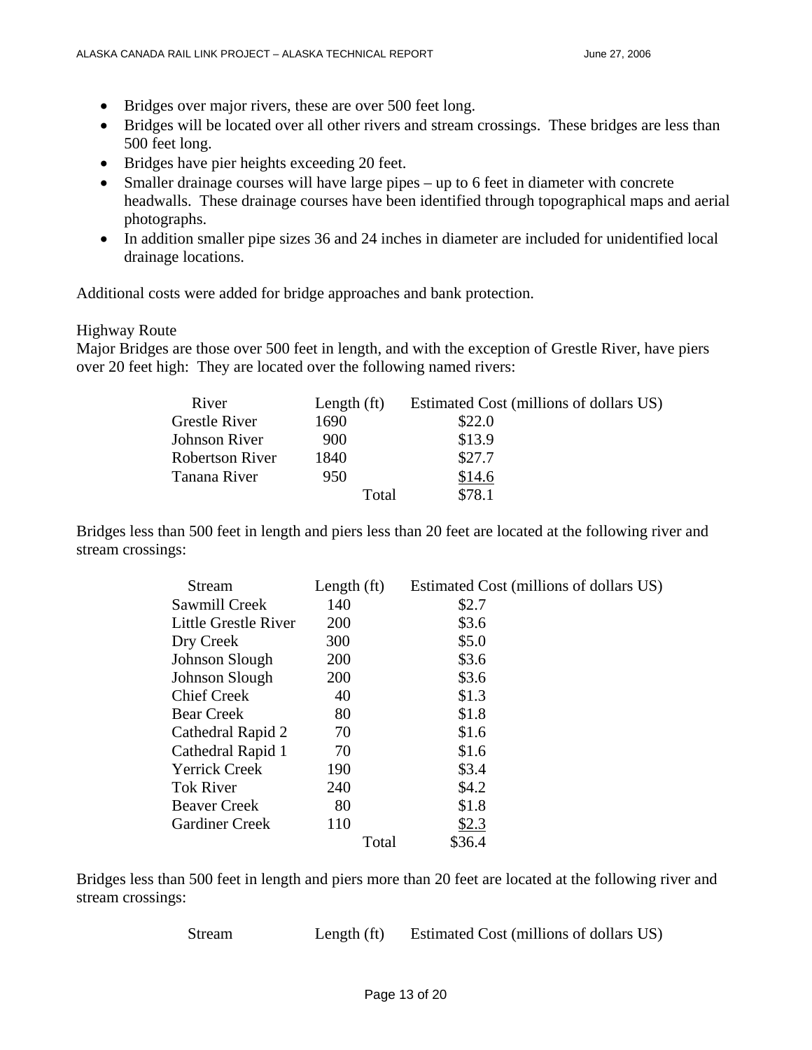- Bridges over major rivers, these are over 500 feet long.
- Bridges will be located over all other rivers and stream crossings. These bridges are less than 500 feet long.
- Bridges have pier heights exceeding 20 feet.
- Smaller drainage courses will have large pipes – up to 6 feet in diameter with concrete headwalls. These drainage courses have been identified through topographical maps and aerial photographs.
- In addition smaller pipe sizes 36 and 24 inches in diameter are included for unidentified local drainage locations.

Additional costs were added for bridge approaches and bank protection.

Highway Route

Major Bridges are those over 500 feet in length, and with the exception of Grestle River, have piers over 20 feet high: They are located over the following named rivers:

| River | Length (ft) | Estimated Cost (millions of dollars US) |
|---|---|---|
| Grestle River | 1690 | $22.0 |
| Johnson River | 900 | $13.9 |
| Robertson River | 1840 | $27.7 |
| Tanana River | 950 | $14.6 |
| | Total | $78.1 |

Bridges less than 500 feet in length and piers less than 20 feet are located at the following river and stream crossings:

| Stream | Length (ft) | Estimated Cost (millions of dollars US) |
|---|---|---|
| Sawmill Creek | 140 | $2.7 |
| Little Grestle River | 200 | $3.6 |
| Dry Creek | 300 | $5.0 |
| Johnson Slough | 200 | $3.6 |
| Johnson Slough | 200 | $3.6 |
| Chief Creek | 40 | $1.3 |
| Bear Creek | 80 | $1.8 |
| Cathedral Rapid 2 | 70 | $1.6 |
| Cathedral Rapid 1 | 70 | $1.6 |
| Yerrick Creek | 190 | $3.4 |
| Tok River | 240 | $4.2 |
| Beaver Creek | 80 | $1.8 |
| Gardiner Creek | 110 | $2.3 |
| | Total | $36.4 |

Bridges less than 500 feet in length and piers more than 20 feet are located at the following river and stream crossings:

| Stream | Length (ft) | Estimated Cost (millions of dollars US) |
|---|---|---|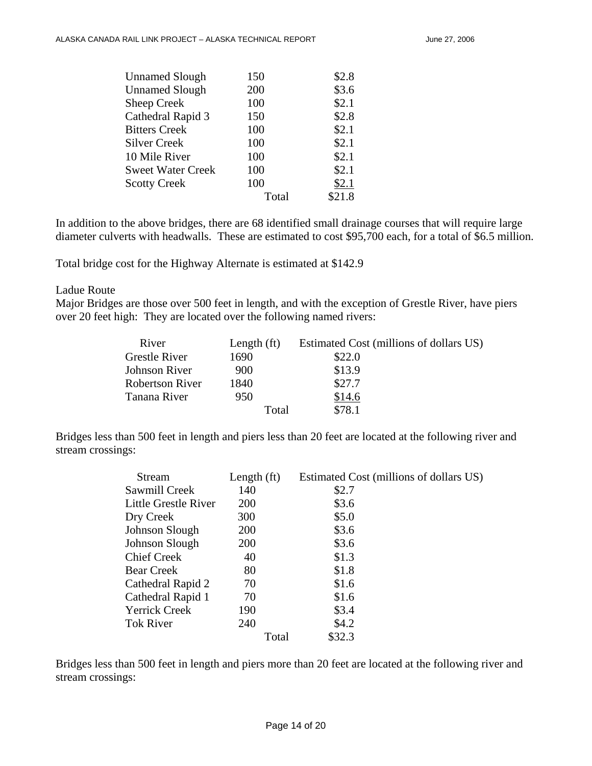| | | |
|---|---|---|
| Unnamed Slough | 150 | \$2.8 |
| Unnamed Slough | 200 | \$3.6 |
| Sheep Creek | 100 | \$2.1 |
| Cathedral Rapid 3 | 150 | \$2.8 |
| Bitters Creek | 100 | \$2.1 |
| Silver Creek | 100 | \$2.1 |
| 10 Mile River | 100 | \$2.1 |
| Sweet Water Creek | 100 | \$2.1 |
| Scotty Creek | 100 | \$2.1 |
| | Total | \$21.8 |

In addition to the above bridges, there are 68 identified small drainage courses that will require large diameter culverts with headwalls. These are estimated to cost \$95,700 each, for a total of \$6.5 million.

Total bridge cost for the Highway Alternate is estimated at \$142.9

Ladue Route

Major Bridges are those over 500 feet in length, and with the exception of Grestle River, have piers over 20 feet high: They are located over the following named rivers:

| River | Length (ft) | Estimated Cost (millions of dollars US) |
|---|---|---|
| Grestle River | 1690 | \$22.0 |
| Johnson River | 900 | \$13.9 |
| Robertson River | 1840 | \$27.7 |
| Tanana River | 950 | \$14.6 |
| | Total | \$78.1 |

Bridges less than 500 feet in length and piers less than 20 feet are located at the following river and stream crossings:

| Stream | Length (ft) | Estimated Cost (millions of dollars US) |
|---|---|---|
| Sawmill Creek | 140 | \$2.7 |
| Little Grestle River | 200 | \$3.6 |
| Dry Creek | 300 | \$5.0 |
| Johnson Slough | 200 | \$3.6 |
| Johnson Slough | 200 | \$3.6 |
| Chief Creek | 40 | \$1.3 |
| Bear Creek | 80 | \$1.8 |
| Cathedral Rapid 2 | 70 | \$1.6 |
| Cathedral Rapid 1 | 70 | \$1.6 |
| Yerrick Creek | 190 | \$3.4 |
| Tok River | 240 | \$4.2 |
| | Total | \$32.3 |

Bridges less than 500 feet in length and piers more than 20 feet are located at the following river and stream crossings: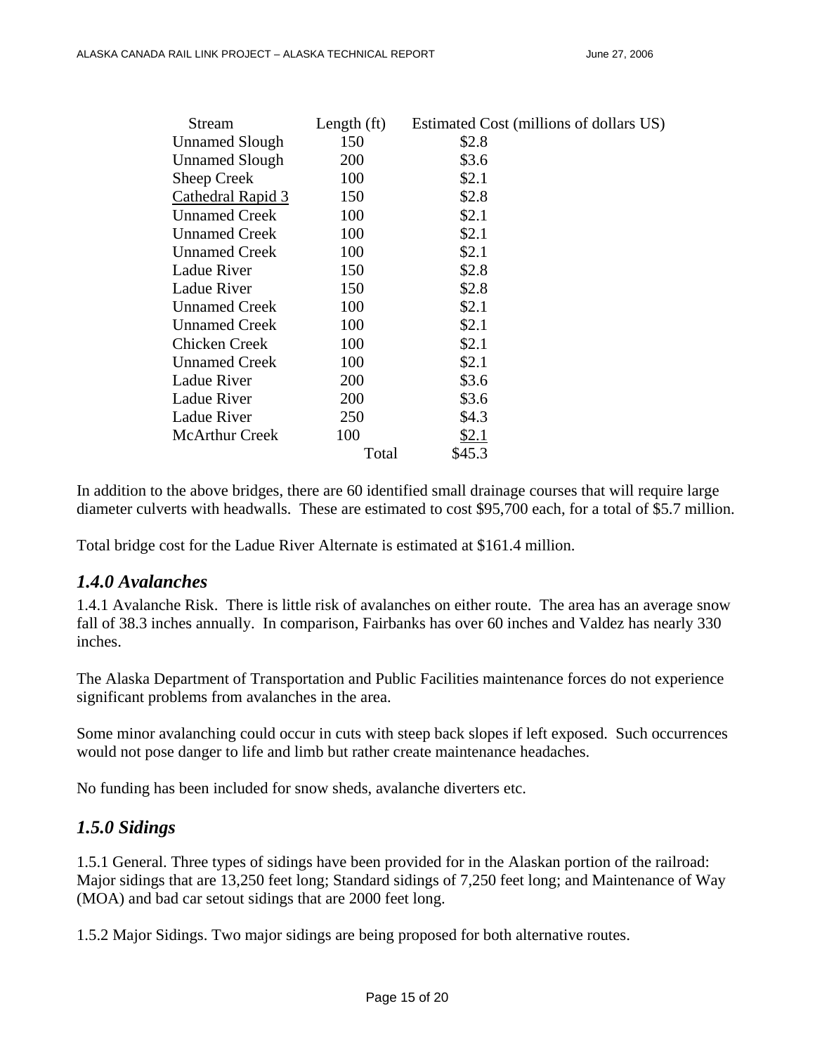| Stream | Length (ft) | Estimated Cost (millions of dollars US) |
|---|---|---|
| Unnamed Slough | 150 | $2.8 |
| Unnamed Slough | 200 | $3.6 |
| Sheep Creek | 100 | $2.1 |
| Cathedral Rapid 3 | 150 | $2.8 |
| Unnamed Creek | 100 | $2.1 |
| Unnamed Creek | 100 | $2.1 |
| Unnamed Creek | 100 | $2.1 |
| Ladue River | 150 | $2.8 |
| Ladue River | 150 | $2.8 |
| Unnamed Creek | 100 | $2.1 |
| Unnamed Creek | 100 | $2.1 |
| Chicken Creek | 100 | $2.1 |
| Unnamed Creek | 100 | $2.1 |
| Ladue River | 200 | $3.6 |
| Ladue River | 200 | $3.6 |
| Ladue River | 250 | $4.3 |
| McArthur Creek | 100 | $2.1 |
| | Total | $45.3 |

In addition to the above bridges, there are 60 identified small drainage courses that will require large diameter culverts with headwalls. These are estimated to cost $95,700 each, for a total of $5.7 million.

Total bridge cost for the Ladue River Alternate is estimated at $161.4 million.

## *1.4.0 Avalanches*

1.4.1 Avalanche Risk. There is little risk of avalanches on either route. The area has an average snow fall of 38.3 inches annually. In comparison, Fairbanks has over 60 inches and Valdez has nearly 330 inches.

The Alaska Department of Transportation and Public Facilities maintenance forces do not experience significant problems from avalanches in the area.

Some minor avalanching could occur in cuts with steep back slopes if left exposed. Such occurrences would not pose danger to life and limb but rather create maintenance headaches.

No funding has been included for snow sheds, avalanche diverters etc.

## *1.5.0 Sidings*

1.5.1 General. Three types of sidings have been provided for in the Alaskan portion of the railroad: Major sidings that are 13,250 feet long; Standard sidings of 7,250 feet long; and Maintenance of Way (MOA) and bad car setout sidings that are 2000 feet long.

1.5.2 Major Sidings. Two major sidings are being proposed for both alternative routes.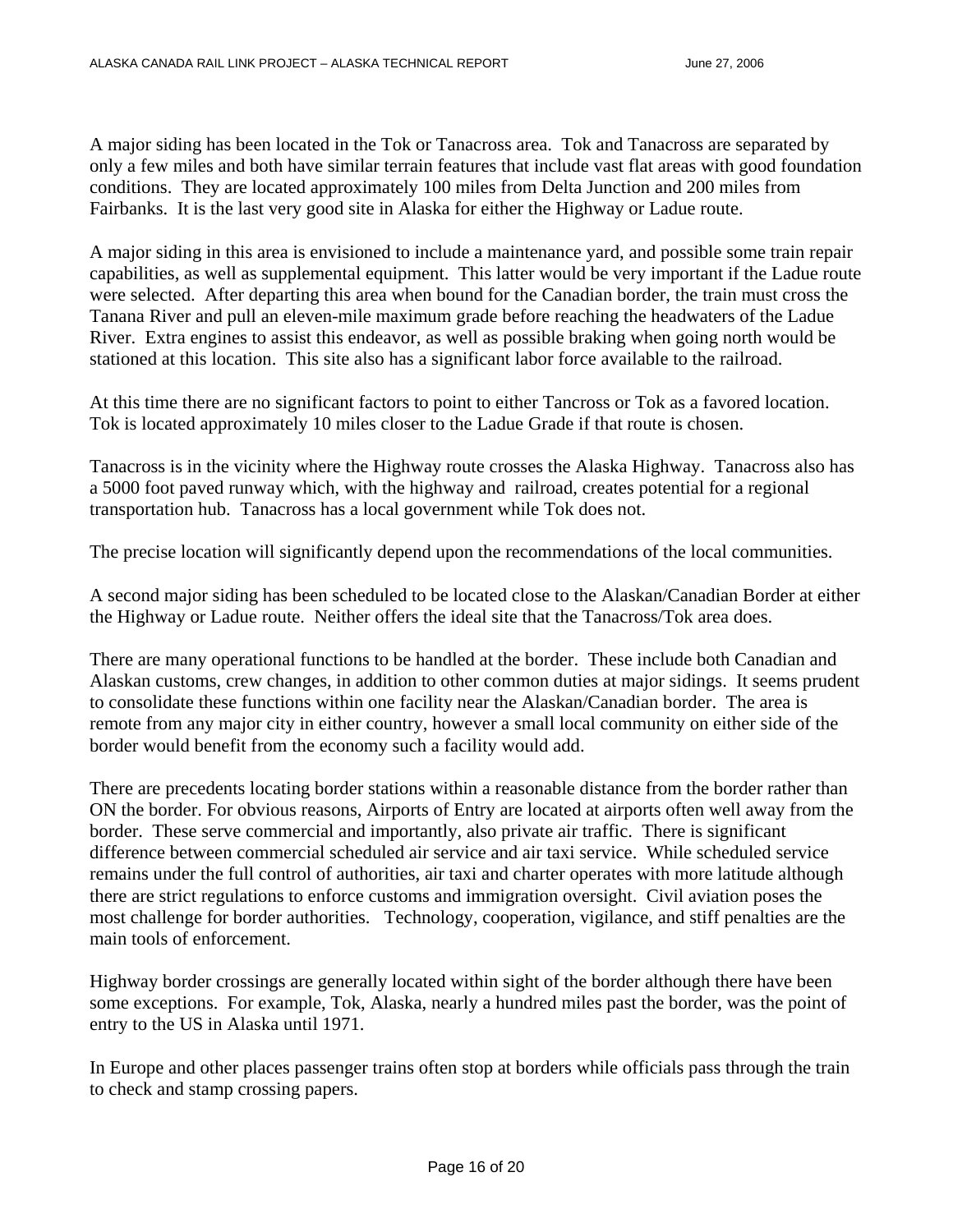A major siding has been located in the Tok or Tanacross area. Tok and Tanacross are separated by only a few miles and both have similar terrain features that include vast flat areas with good foundation conditions. They are located approximately 100 miles from Delta Junction and 200 miles from Fairbanks. It is the last very good site in Alaska for either the Highway or Ladue route.

A major siding in this area is envisioned to include a maintenance yard, and possible some train repair capabilities, as well as supplemental equipment. This latter would be very important if the Ladue route were selected. After departing this area when bound for the Canadian border, the train must cross the Tanana River and pull an eleven-mile maximum grade before reaching the headwaters of the Ladue River. Extra engines to assist this endeavor, as well as possible braking when going north would be stationed at this location. This site also has a significant labor force available to the railroad.

At this time there are no significant factors to point to either Tancross or Tok as a favored location. Tok is located approximately 10 miles closer to the Ladue Grade if that route is chosen.

Tanacross is in the vicinity where the Highway route crosses the Alaska Highway. Tanacross also has a 5000 foot paved runway which, with the highway and railroad, creates potential for a regional transportation hub. Tanacross has a local government while Tok does not.

The precise location will significantly depend upon the recommendations of the local communities.

A second major siding has been scheduled to be located close to the Alaskan/Canadian Border at either the Highway or Ladue route. Neither offers the ideal site that the Tanacross/Tok area does.

There are many operational functions to be handled at the border. These include both Canadian and Alaskan customs, crew changes, in addition to other common duties at major sidings. It seems prudent to consolidate these functions within one facility near the Alaskan/Canadian border. The area is remote from any major city in either country, however a small local community on either side of the border would benefit from the economy such a facility would add.

There are precedents locating border stations within a reasonable distance from the border rather than ON the border. For obvious reasons, Airports of Entry are located at airports often well away from the border. These serve commercial and importantly, also private air traffic. There is significant difference between commercial scheduled air service and air taxi service. While scheduled service remains under the full control of authorities, air taxi and charter operates with more latitude although there are strict regulations to enforce customs and immigration oversight. Civil aviation poses the most challenge for border authorities. Technology, cooperation, vigilance, and stiff penalties are the main tools of enforcement.

Highway border crossings are generally located within sight of the border although there have been some exceptions. For example, Tok, Alaska, nearly a hundred miles past the border, was the point of entry to the US in Alaska until 1971.

In Europe and other places passenger trains often stop at borders while officials pass through the train to check and stamp crossing papers.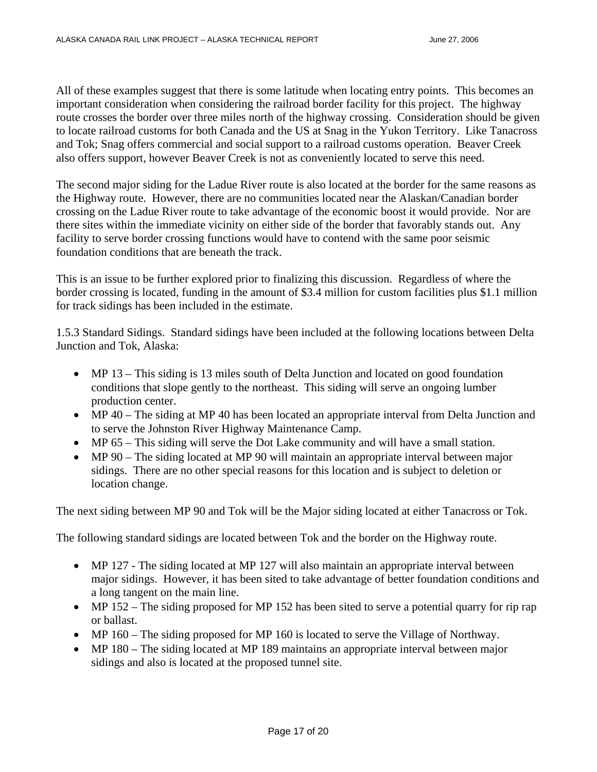All of these examples suggest that there is some latitude when locating entry points. This becomes an important consideration when considering the railroad border facility for this project. The highway route crosses the border over three miles north of the highway crossing. Consideration should be given to locate railroad customs for both Canada and the US at Snag in the Yukon Territory. Like Tanacross and Tok; Snag offers commercial and social support to a railroad customs operation. Beaver Creek also offers support, however Beaver Creek is not as conveniently located to serve this need.

The second major siding for the Ladue River route is also located at the border for the same reasons as the Highway route. However, there are no communities located near the Alaskan/Canadian border crossing on the Ladue River route to take advantage of the economic boost it would provide. Nor are there sites within the immediate vicinity on either side of the border that favorably stands out. Any facility to serve border crossing functions would have to contend with the same poor seismic foundation conditions that are beneath the track.

This is an issue to be further explored prior to finalizing this discussion. Regardless of where the border crossing is located, funding in the amount of $3.4 million for custom facilities plus $1.1 million for track sidings has been included in the estimate.

1.5.3 Standard Sidings. Standard sidings have been included at the following locations between Delta Junction and Tok, Alaska:

- MP 13 – This siding is 13 miles south of Delta Junction and located on good foundation conditions that slope gently to the northeast. This siding will serve an ongoing lumber production center.
- MP 40 – The siding at MP 40 has been located an appropriate interval from Delta Junction and to serve the Johnston River Highway Maintenance Camp.
- MP 65 – This siding will serve the Dot Lake community and will have a small station.
- MP 90 – The siding located at MP 90 will maintain an appropriate interval between major sidings. There are no other special reasons for this location and is subject to deletion or location change.

The next siding between MP 90 and Tok will be the Major siding located at either Tanacross or Tok.

The following standard sidings are located between Tok and the border on the Highway route.

- MP 127 - The siding located at MP 127 will also maintain an appropriate interval between major sidings. However, it has been sited to take advantage of better foundation conditions and a long tangent on the main line.
- MP 152 – The siding proposed for MP 152 has been sited to serve a potential quarry for rip rap or ballast.
- MP 160 – The siding proposed for MP 160 is located to serve the Village of Northway.
- MP 180 – The siding located at MP 189 maintains an appropriate interval between major sidings and also is located at the proposed tunnel site.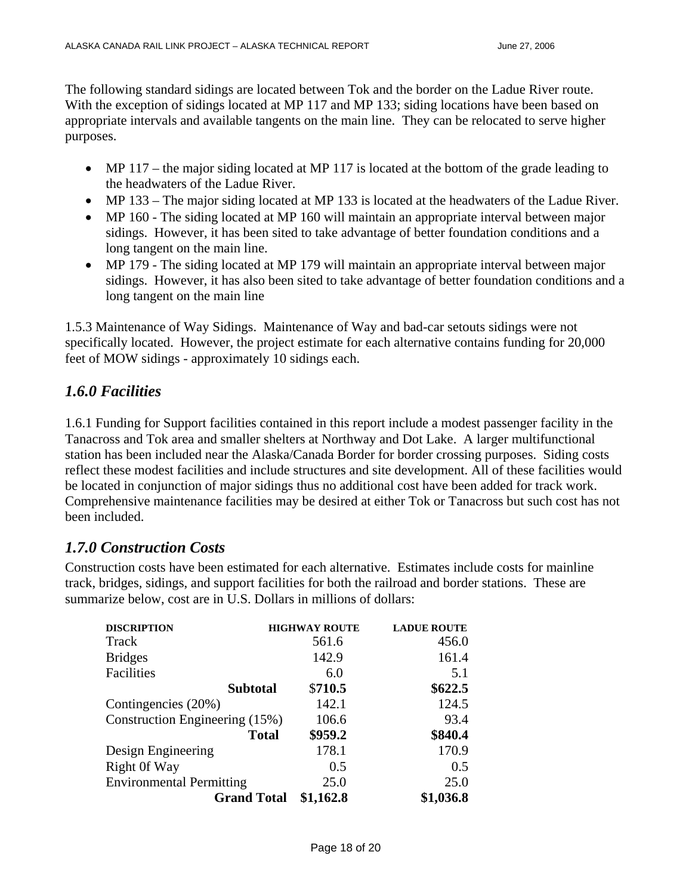The following standard sidings are located between Tok and the border on the Ladue River route. With the exception of sidings located at MP 117 and MP 133; siding locations have been based on appropriate intervals and available tangents on the main line. They can be relocated to serve higher purposes.

- MP 117 – the major siding located at MP 117 is located at the bottom of the grade leading to the headwaters of the Ladue River.
- MP 133 – The major siding located at MP 133 is located at the headwaters of the Ladue River.
- MP 160 - The siding located at MP 160 will maintain an appropriate interval between major sidings. However, it has been sited to take advantage of better foundation conditions and a long tangent on the main line.
- MP 179 - The siding located at MP 179 will maintain an appropriate interval between major sidings. However, it has also been sited to take advantage of better foundation conditions and a long tangent on the main line

1.5.3 Maintenance of Way Sidings. Maintenance of Way and bad-car setouts sidings were not specifically located. However, the project estimate for each alternative contains funding for 20,000 feet of MOW sidings - approximately 10 sidings each.

## *1.6.0 Facilities*

1.6.1 Funding for Support facilities contained in this report include a modest passenger facility in the Tanacross and Tok area and smaller shelters at Northway and Dot Lake. A larger multifunctional station has been included near the Alaska/Canada Border for border crossing purposes. Siding costs reflect these modest facilities and include structures and site development. All of these facilities would be located in conjunction of major sidings thus no additional cost have been added for track work. Comprehensive maintenance facilities may be desired at either Tok or Tanacross but such cost has not been included.

## *1.7.0 Construction Costs*

Construction costs have been estimated for each alternative. Estimates include costs for mainline track, bridges, sidings, and support facilities for both the railroad and border stations. These are summarize below, cost are in U.S. Dollars in millions of dollars:

| DISCRIPTION | HIGHWAY ROUTE | LADUE ROUTE |
|---|---|---|
| Track | 561.6 | 456.0 |
| Bridges | 142.9 | 161.4 |
| Facilities | 6.0 | 5.1 |
| **Subtotal** | $**710.5** | **$622.5** |
| Contingencies (20%) | 142.1 | 124.5 |
| Construction Engineering (15%) | 106.6 | 93.4 |
| **Total** | **$959.2** | **$840.4** |
| Design Engineering | 178.1 | 170.9 |
| Right 0f Way | 0.5 | 0.5 |
| Environmental Permitting | 25.0 | 25.0 |
| **Grand Total** | **$1,162.8** | **$1,036.8** |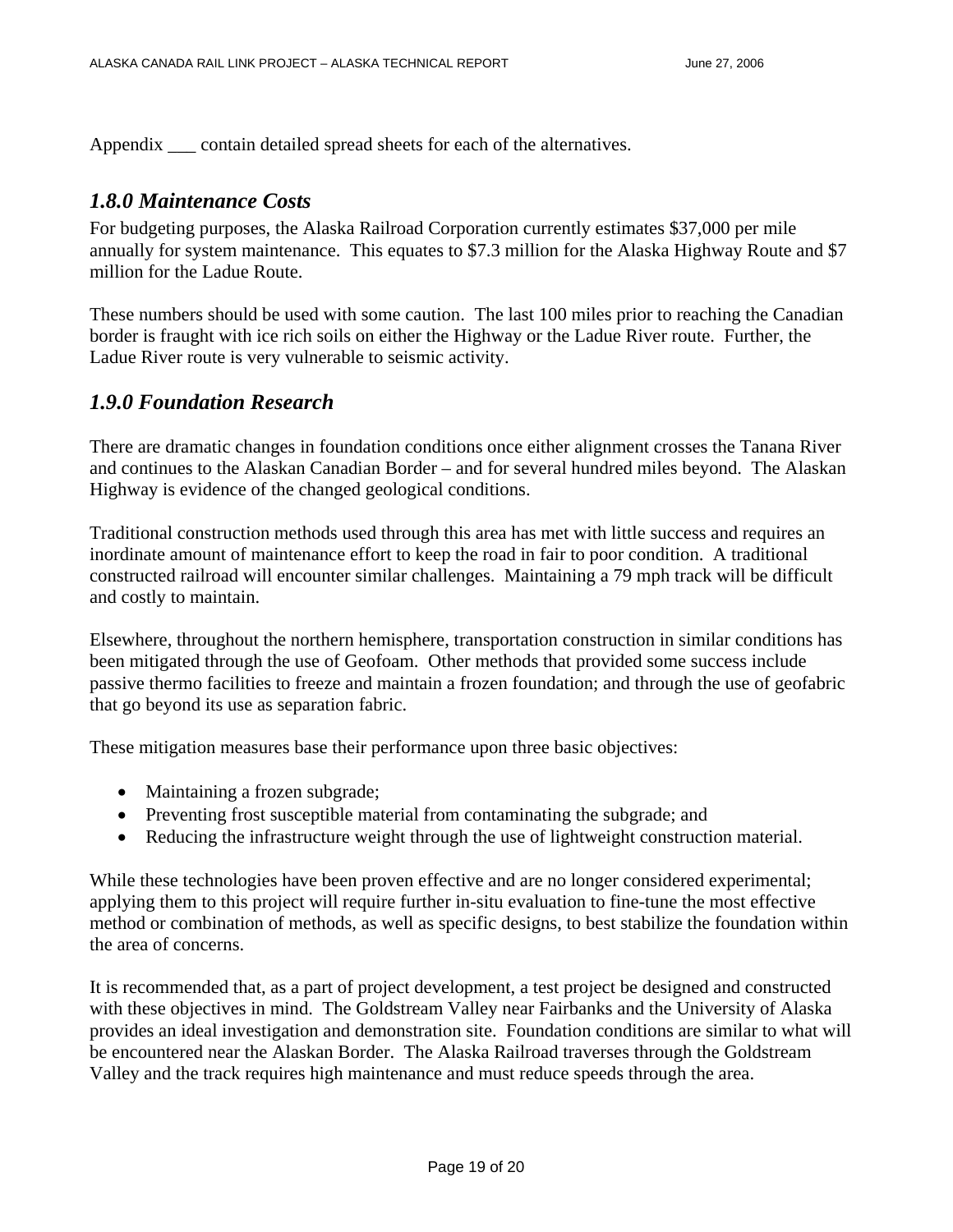Appendix ___ contain detailed spread sheets for each of the alternatives.

## *1.8.0 Maintenance Costs*

For budgeting purposes, the Alaska Railroad Corporation currently estimates $37,000 per mile annually for system maintenance. This equates to $7.3 million for the Alaska Highway Route and $7 million for the Ladue Route.

These numbers should be used with some caution. The last 100 miles prior to reaching the Canadian border is fraught with ice rich soils on either the Highway or the Ladue River route. Further, the Ladue River route is very vulnerable to seismic activity.

## *1.9.0 Foundation Research*

There are dramatic changes in foundation conditions once either alignment crosses the Tanana River and continues to the Alaskan Canadian Border – and for several hundred miles beyond. The Alaskan Highway is evidence of the changed geological conditions.

Traditional construction methods used through this area has met with little success and requires an inordinate amount of maintenance effort to keep the road in fair to poor condition. A traditional constructed railroad will encounter similar challenges. Maintaining a 79 mph track will be difficult and costly to maintain.

Elsewhere, throughout the northern hemisphere, transportation construction in similar conditions has been mitigated through the use of Geofoam. Other methods that provided some success include passive thermo facilities to freeze and maintain a frozen foundation; and through the use of geofabric that go beyond its use as separation fabric.

These mitigation measures base their performance upon three basic objectives:

- Maintaining a frozen subgrade;
- Preventing frost susceptible material from contaminating the subgrade; and
- Reducing the infrastructure weight through the use of lightweight construction material.

While these technologies have been proven effective and are no longer considered experimental; applying them to this project will require further in-situ evaluation to fine-tune the most effective method or combination of methods, as well as specific designs, to best stabilize the foundation within the area of concerns.

It is recommended that, as a part of project development, a test project be designed and constructed with these objectives in mind. The Goldstream Valley near Fairbanks and the University of Alaska provides an ideal investigation and demonstration site. Foundation conditions are similar to what will be encountered near the Alaskan Border. The Alaska Railroad traverses through the Goldstream Valley and the track requires high maintenance and must reduce speeds through the area.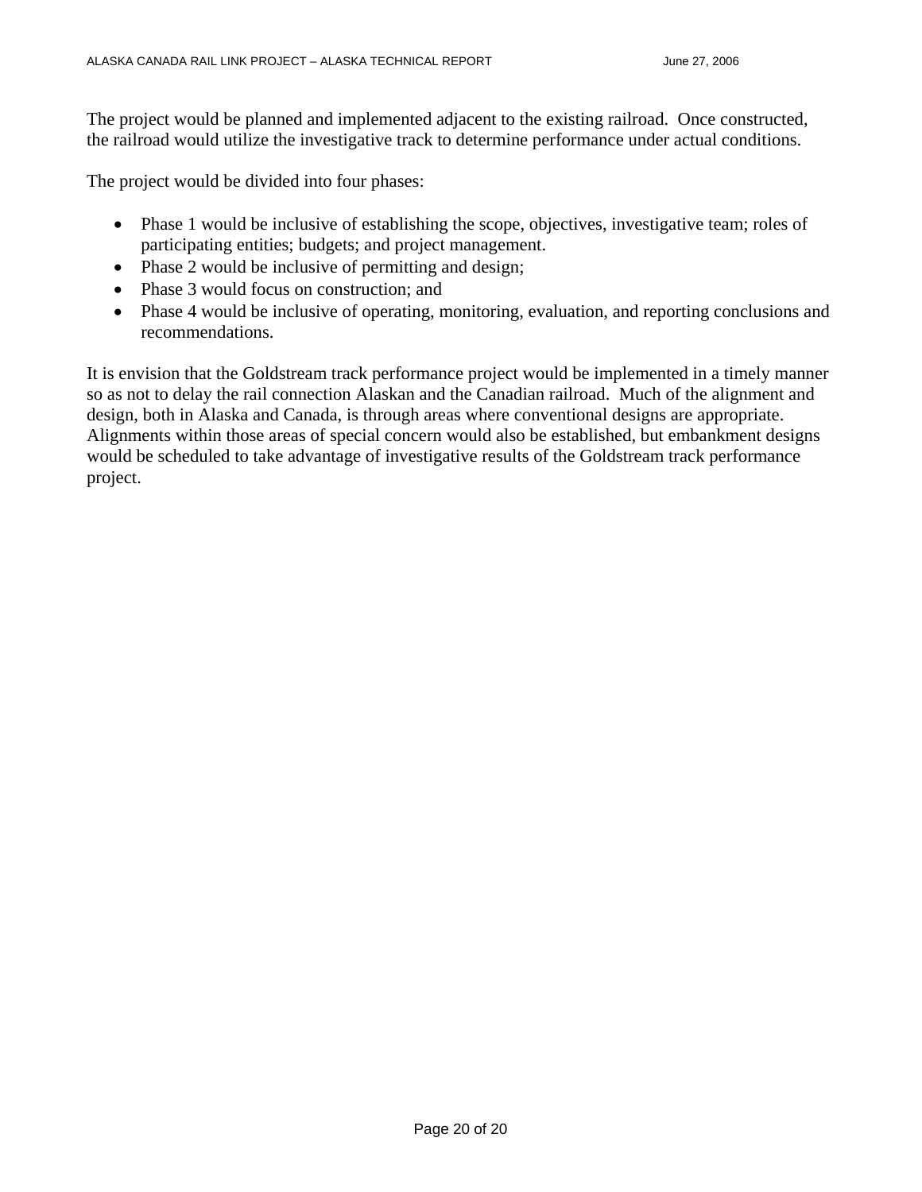The project would be planned and implemented adjacent to the existing railroad. Once constructed, the railroad would utilize the investigative track to determine performance under actual conditions.

The project would be divided into four phases:

- Phase 1 would be inclusive of establishing the scope, objectives, investigative team; roles of participating entities; budgets; and project management.
- Phase 2 would be inclusive of permitting and design;
- Phase 3 would focus on construction; and
- Phase 4 would be inclusive of operating, monitoring, evaluation, and reporting conclusions and recommendations.

It is envision that the Goldstream track performance project would be implemented in a timely manner so as not to delay the rail connection Alaskan and the Canadian railroad. Much of the alignment and design, both in Alaska and Canada, is through areas where conventional designs are appropriate. Alignments within those areas of special concern would also be established, but embankment designs would be scheduled to take advantage of investigative results of the Goldstream track performance project.